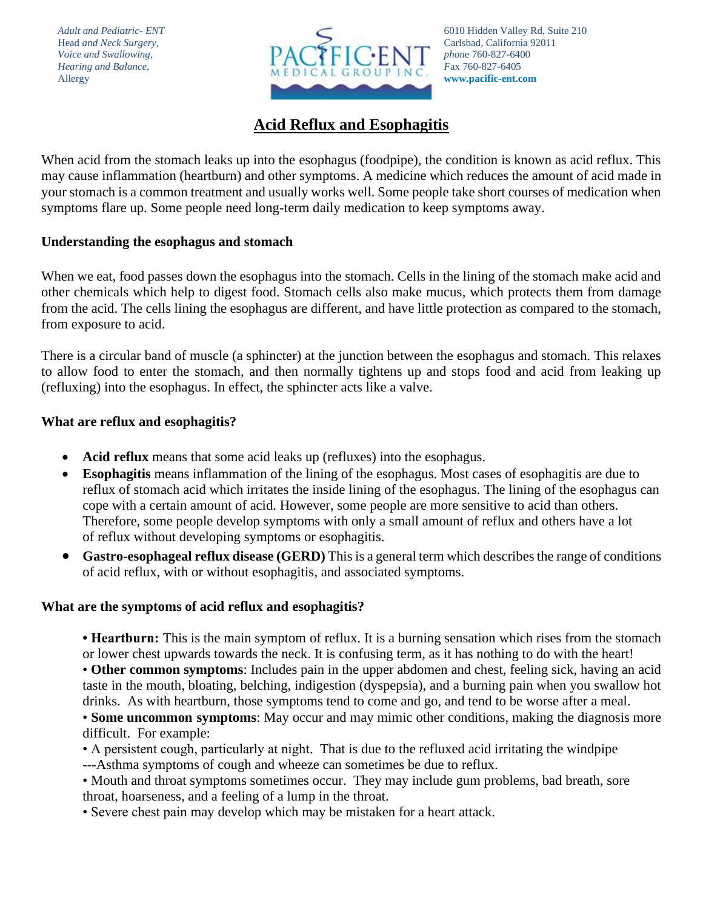*Adult and Pediatric- ENT*
Head *and Neck Surgery,*
*Voice and Swallowing,*
*Hearing and Balance,*
Allergy

PACIFIC·ENT MEDICAL GROUP INC.

6010 Hidden Valley Rd, Suite 210
Carlsbad, California 92011
*phone* 760-827-6400
*Fax* 760-827-6405
**www.pacific-ent.com**

# Acid Reflux and Esophagitis

When acid from the stomach leaks up into the esophagus (foodpipe), the condition is known as acid reflux. This may cause inflammation (heartburn) and other symptoms. A medicine which reduces the amount of acid made in your stomach is a common treatment and usually works well. Some people take short courses of medication when symptoms flare up. Some people need long-term daily medication to keep symptoms away.

**Understanding the esophagus and stomach**

When we eat, food passes down the esophagus into the stomach. Cells in the lining of the stomach make acid and other chemicals which help to digest food. Stomach cells also make mucus, which protects them from damage from the acid. The cells lining the esophagus are different, and have little protection as compared to the stomach, from exposure to acid.

There is a circular band of muscle (a sphincter) at the junction between the esophagus and stomach. This relaxes to allow food to enter the stomach, and then normally tightens up and stops food and acid from leaking up (refluxing) into the esophagus. In effect, the sphincter acts like a valve.

**What are reflux and esophagitis?**

- **Acid reflux** means that some acid leaks up (refluxes) into the esophagus.
- **Esophagitis** means inflammation of the lining of the esophagus. Most cases of esophagitis are due to reflux of stomach acid which irritates the inside lining of the esophagus. The lining of the esophagus can cope with a certain amount of acid. However, some people are more sensitive to acid than others. Therefore, some people develop symptoms with only a small amount of reflux and others have a lot of reflux without developing symptoms or esophagitis.
- **Gastro-esophageal reflux disease (GERD)** This is a general term which describes the range of conditions of acid reflux, with or without esophagitis, and associated symptoms.

**What are the symptoms of acid reflux and esophagitis?**

• **Heartburn:** This is the main symptom of reflux. It is a burning sensation which rises from the stomach or lower chest upwards towards the neck. It is confusing term, as it has nothing to do with the heart!
• **Other common symptoms**: Includes pain in the upper abdomen and chest, feeling sick, having an acid taste in the mouth, bloating, belching, indigestion (dyspepsia), and a burning pain when you swallow hot drinks. As with heartburn, those symptoms tend to come and go, and tend to be worse after a meal.
• **Some uncommon symptoms**: May occur and may mimic other conditions, making the diagnosis more difficult. For example:
• A persistent cough, particularly at night. That is due to the refluxed acid irritating the windpipe
---Asthma symptoms of cough and wheeze can sometimes be due to reflux.
• Mouth and throat symptoms sometimes occur. They may include gum problems, bad breath, sore throat, hoarseness, and a feeling of a lump in the throat.
• Severe chest pain may develop which may be mistaken for a heart attack.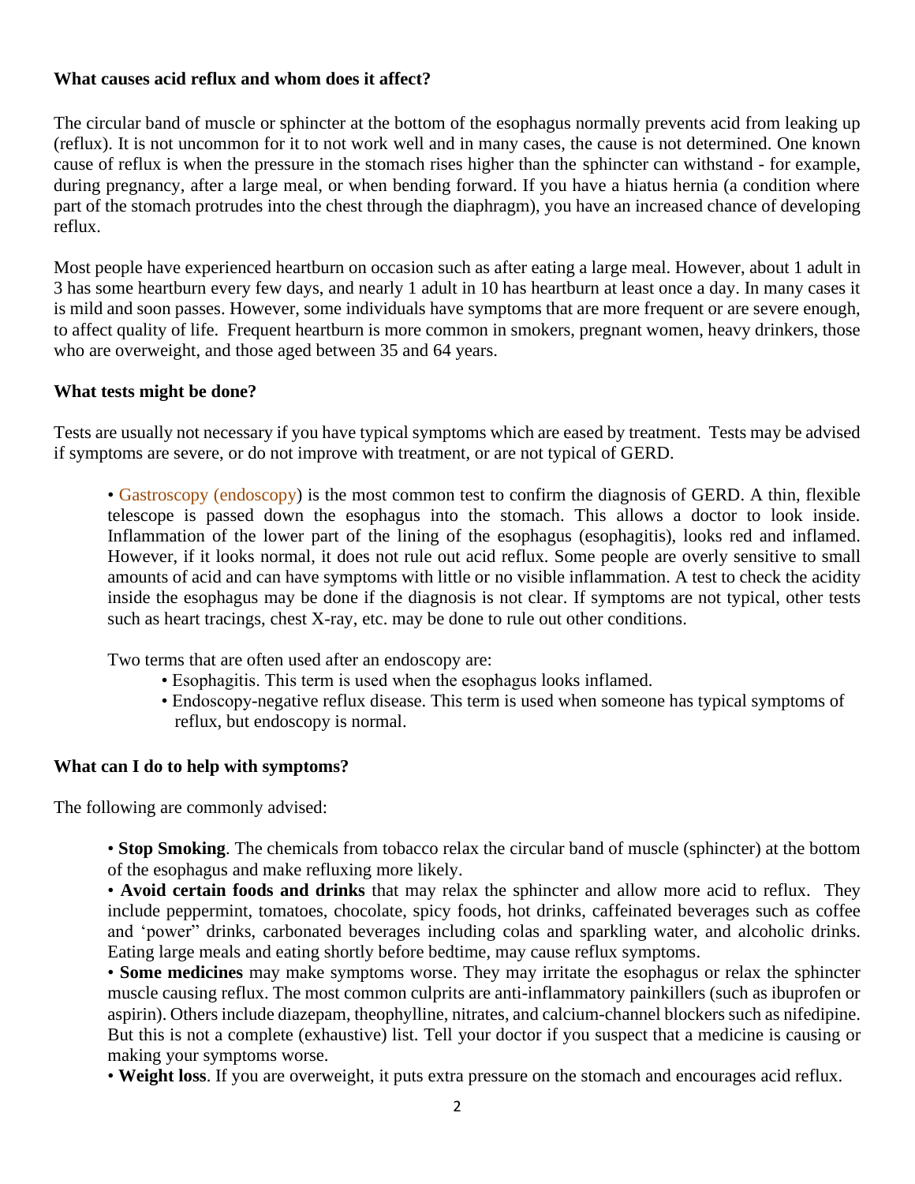**What causes acid reflux and whom does it affect?**

The circular band of muscle or sphincter at the bottom of the esophagus normally prevents acid from leaking up (reflux). It is not uncommon for it to not work well and in many cases, the cause is not determined. One known cause of reflux is when the pressure in the stomach rises higher than the sphincter can withstand - for example, during pregnancy, after a large meal, or when bending forward. If you have a hiatus hernia (a condition where part of the stomach protrudes into the chest through the diaphragm), you have an increased chance of developing reflux.

Most people have experienced heartburn on occasion such as after eating a large meal. However, about 1 adult in 3 has some heartburn every few days, and nearly 1 adult in 10 has heartburn at least once a day. In many cases it is mild and soon passes. However, some individuals have symptoms that are more frequent or are severe enough, to affect quality of life. Frequent heartburn is more common in smokers, pregnant women, heavy drinkers, those who are overweight, and those aged between 35 and 64 years.

**What tests might be done?**

Tests are usually not necessary if you have typical symptoms which are eased by treatment. Tests may be advised if symptoms are severe, or do not improve with treatment, or are not typical of GERD.

- Gastroscopy (endoscopy) is the most common test to confirm the diagnosis of GERD. A thin, flexible telescope is passed down the esophagus into the stomach. This allows a doctor to look inside. Inflammation of the lower part of the lining of the esophagus (esophagitis), looks red and inflamed. However, if it looks normal, it does not rule out acid reflux. Some people are overly sensitive to small amounts of acid and can have symptoms with little or no visible inflammation. A test to check the acidity inside the esophagus may be done if the diagnosis is not clear. If symptoms are not typical, other tests such as heart tracings, chest X-ray, etc. may be done to rule out other conditions.

  Two terms that are often used after an endoscopy are:
  - Esophagitis. This term is used when the esophagus looks inflamed.
  - Endoscopy-negative reflux disease. This term is used when someone has typical symptoms of reflux, but endoscopy is normal.

**What can I do to help with symptoms?**

The following are commonly advised:

- **Stop Smoking**. The chemicals from tobacco relax the circular band of muscle (sphincter) at the bottom of the esophagus and make refluxing more likely.
- **Avoid certain foods and drinks** that may relax the sphincter and allow more acid to reflux. They include peppermint, tomatoes, chocolate, spicy foods, hot drinks, caffeinated beverages such as coffee and 'power" drinks, carbonated beverages including colas and sparkling water, and alcoholic drinks. Eating large meals and eating shortly before bedtime, may cause reflux symptoms.
- **Some medicines** may make symptoms worse. They may irritate the esophagus or relax the sphincter muscle causing reflux. The most common culprits are anti-inflammatory painkillers (such as ibuprofen or aspirin). Others include diazepam, theophylline, nitrates, and calcium-channel blockers such as nifedipine. But this is not a complete (exhaustive) list. Tell your doctor if you suspect that a medicine is causing or making your symptoms worse.
- **Weight loss**. If you are overweight, it puts extra pressure on the stomach and encourages acid reflux.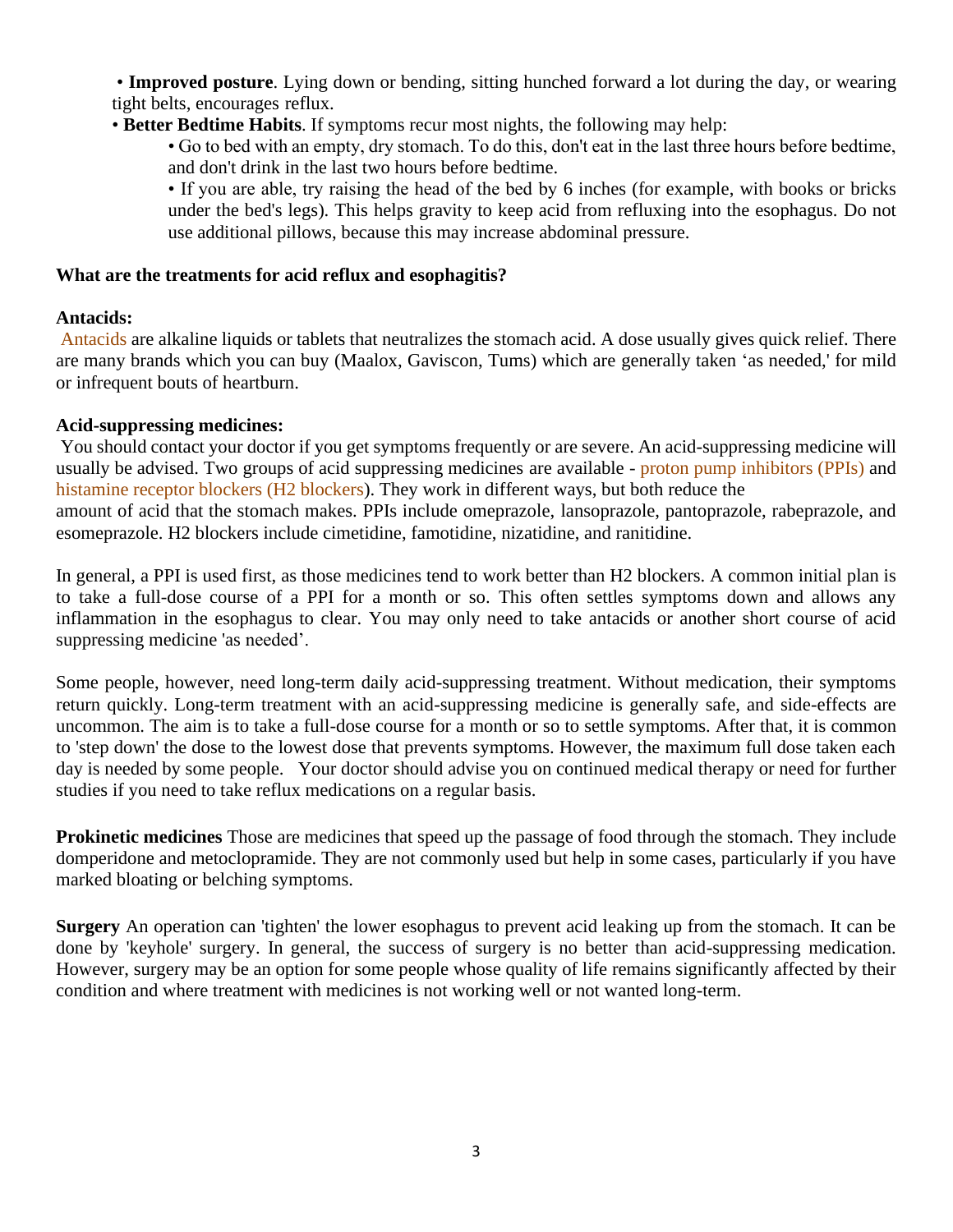- **Improved posture**. Lying down or bending, sitting hunched forward a lot during the day, or wearing tight belts, encourages reflux.
- **Better Bedtime Habits**. If symptoms recur most nights, the following may help:
  - Go to bed with an empty, dry stomach. To do this, don't eat in the last three hours before bedtime, and don't drink in the last two hours before bedtime.
  - If you are able, try raising the head of the bed by 6 inches (for example, with books or bricks under the bed's legs). This helps gravity to keep acid from refluxing into the esophagus. Do not use additional pillows, because this may increase abdominal pressure.

**What are the treatments for acid reflux and esophagitis?**

**Antacids:**

Antacids are alkaline liquids or tablets that neutralizes the stomach acid. A dose usually gives quick relief. There are many brands which you can buy (Maalox, Gaviscon, Tums) which are generally taken 'as needed,' for mild or infrequent bouts of heartburn.

**Acid-suppressing medicines:**

You should contact your doctor if you get symptoms frequently or are severe. An acid-suppressing medicine will usually be advised. Two groups of acid suppressing medicines are available - proton pump inhibitors (PPIs) and histamine receptor blockers (H2 blockers). They work in different ways, but both reduce the amount of acid that the stomach makes. PPIs include omeprazole, lansoprazole, pantoprazole, rabeprazole, and esomeprazole. H2 blockers include cimetidine, famotidine, nizatidine, and ranitidine.

In general, a PPI is used first, as those medicines tend to work better than H2 blockers. A common initial plan is to take a full-dose course of a PPI for a month or so. This often settles symptoms down and allows any inflammation in the esophagus to clear. You may only need to take antacids or another short course of acid suppressing medicine 'as needed'.

Some people, however, need long-term daily acid-suppressing treatment. Without medication, their symptoms return quickly. Long-term treatment with an acid-suppressing medicine is generally safe, and side-effects are uncommon. The aim is to take a full-dose course for a month or so to settle symptoms. After that, it is common to 'step down' the dose to the lowest dose that prevents symptoms. However, the maximum full dose taken each day is needed by some people. Your doctor should advise you on continued medical therapy or need for further studies if you need to take reflux medications on a regular basis.

**Prokinetic medicines** Those are medicines that speed up the passage of food through the stomach. They include domperidone and metoclopramide. They are not commonly used but help in some cases, particularly if you have marked bloating or belching symptoms.

**Surgery** An operation can 'tighten' the lower esophagus to prevent acid leaking up from the stomach. It can be done by 'keyhole' surgery. In general, the success of surgery is no better than acid-suppressing medication. However, surgery may be an option for some people whose quality of life remains significantly affected by their condition and where treatment with medicines is not working well or not wanted long-term.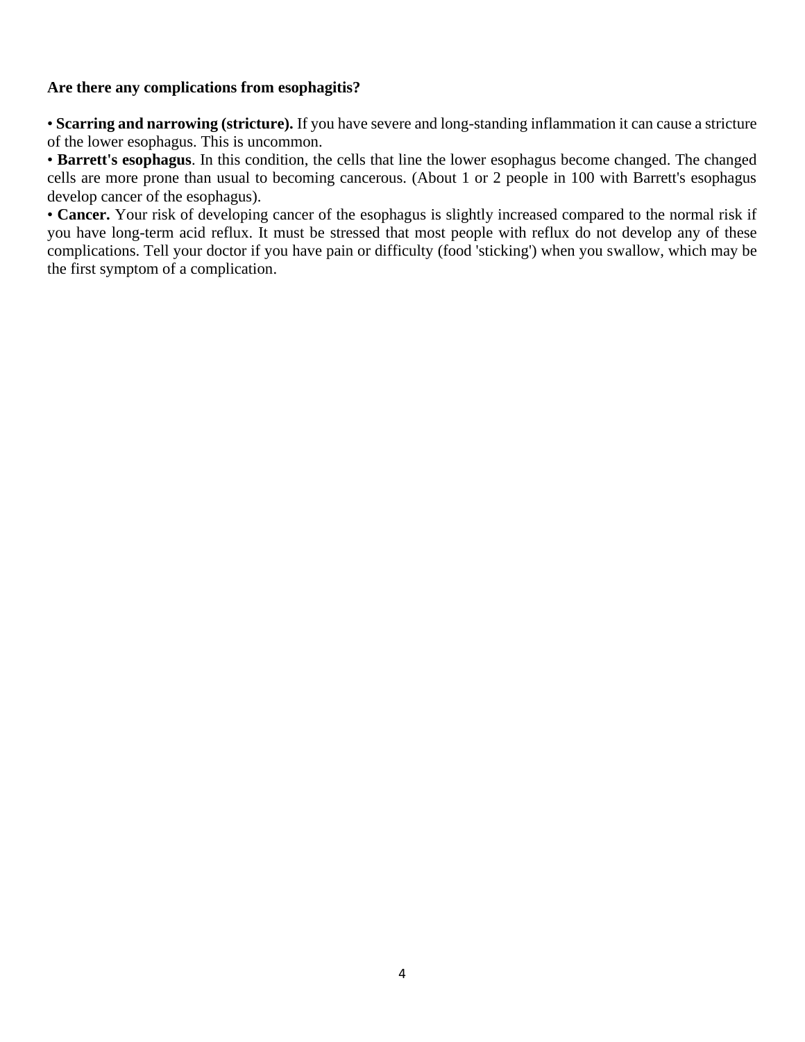**Are there any complications from esophagitis?**

- **Scarring and narrowing (stricture).** If you have severe and long-standing inflammation it can cause a stricture of the lower esophagus. This is uncommon.
- **Barrett's esophagus**. In this condition, the cells that line the lower esophagus become changed. The changed cells are more prone than usual to becoming cancerous. (About 1 or 2 people in 100 with Barrett's esophagus develop cancer of the esophagus).
- **Cancer.** Your risk of developing cancer of the esophagus is slightly increased compared to the normal risk if you have long-term acid reflux. It must be stressed that most people with reflux do not develop any of these complications. Tell your doctor if you have pain or difficulty (food 'sticking') when you swallow, which may be the first symptom of a complication.